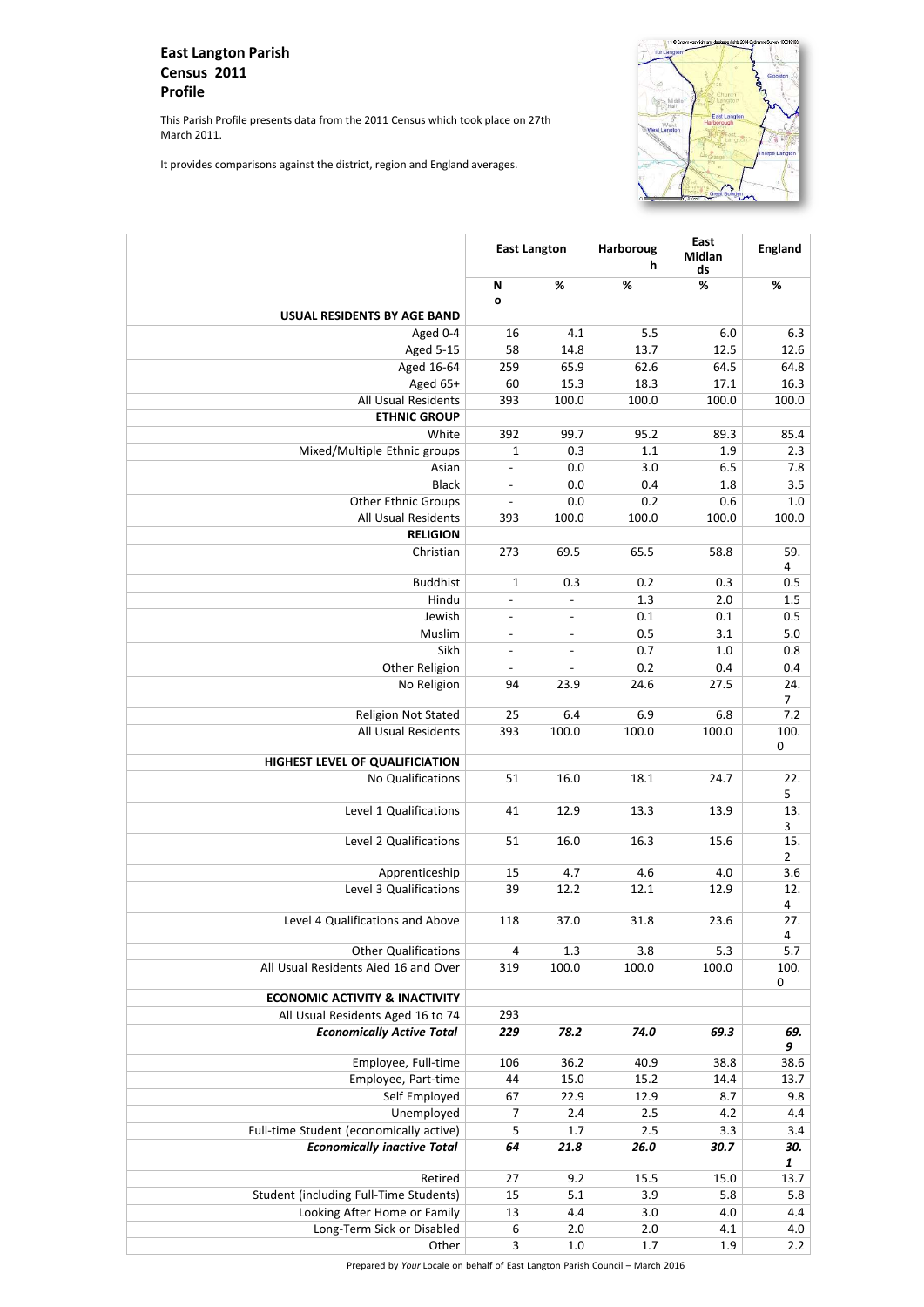# East Langton Parish Census 2011 Profile

This Parish Profile presents data from the 2011 Census which took place on 27th March 2011.

It provides comparisons against the district, region and England averages.

| | East Langton | | Harborough | East Midlands | England |
|---|---|---|---|---|---|
| | No | % | % | % | % |
| **USUAL RESIDENTS BY AGE BAND** | | | | | |
| Aged 0-4 | 16 | 4.1 | 5.5 | 6.0 | 6.3 |
| Aged 5-15 | 58 | 14.8 | 13.7 | 12.5 | 12.6 |
| Aged 16-64 | 259 | 65.9 | 62.6 | 64.5 | 64.8 |
| Aged 65+ | 60 | 15.3 | 18.3 | 17.1 | 16.3 |
| All Usual Residents | 393 | 100.0 | 100.0 | 100.0 | 100.0 |
| **ETHNIC GROUP** | | | | | |
| White | 392 | 99.7 | 95.2 | 89.3 | 85.4 |
| Mixed/Multiple Ethnic groups | 1 | 0.3 | 1.1 | 1.9 | 2.3 |
| Asian | - | 0.0 | 3.0 | 6.5 | 7.8 |
| Black | - | 0.0 | 0.4 | 1.8 | 3.5 |
| Other Ethnic Groups | - | 0.0 | 0.2 | 0.6 | 1.0 |
| All Usual Residents | 393 | 100.0 | 100.0 | 100.0 | 100.0 |
| **RELIGION** | | | | | |
| Christian | 273 | 69.5 | 65.5 | 58.8 | 59.4 |
| Buddhist | 1 | 0.3 | 0.2 | 0.3 | 0.5 |
| Hindu | - | - | 1.3 | 2.0 | 1.5 |
| Jewish | - | - | 0.1 | 0.1 | 0.5 |
| Muslim | - | - | 0.5 | 3.1 | 5.0 |
| Sikh | - | - | 0.7 | 1.0 | 0.8 |
| Other Religion | - | - | 0.2 | 0.4 | 0.4 |
| No Religion | 94 | 23.9 | 24.6 | 27.5 | 24.7 |
| Religion Not Stated | 25 | 6.4 | 6.9 | 6.8 | 7.2 |
| All Usual Residents | 393 | 100.0 | 100.0 | 100.0 | 100.0 |
| **HIGHEST LEVEL OF QUALIFICIATION** | | | | | |
| No Qualifications | 51 | 16.0 | 18.1 | 24.7 | 22.5 |
| Level 1 Qualifications | 41 | 12.9 | 13.3 | 13.9 | 13.3 |
| Level 2 Qualifications | 51 | 16.0 | 16.3 | 15.6 | 15.2 |
| Apprenticeship | 15 | 4.7 | 4.6 | 4.0 | 3.6 |
| Level 3 Qualifications | 39 | 12.2 | 12.1 | 12.9 | 12.4 |
| Level 4 Qualifications and Above | 118 | 37.0 | 31.8 | 23.6 | 27.4 |
| Other Qualifications | 4 | 1.3 | 3.8 | 5.3 | 5.7 |
| All Usual Residents Aied 16 and Over | 319 | 100.0 | 100.0 | 100.0 | 100.0 |
| **ECONOMIC ACTIVITY & INACTIVITY** | | | | | |
| All Usual Residents Aged 16 to 74 | 293 | | | | |
| ***Economically Active Total*** | ***229*** | ***78.2*** | ***74.0*** | ***69.3*** | ***69.9*** |
| Employee, Full-time | 106 | 36.2 | 40.9 | 38.8 | 38.6 |
| Employee, Part-time | 44 | 15.0 | 15.2 | 14.4 | 13.7 |
| Self Employed | 67 | 22.9 | 12.9 | 8.7 | 9.8 |
| Unemployed | 7 | 2.4 | 2.5 | 4.2 | 4.4 |
| Full-time Student (economically active) | 5 | 1.7 | 2.5 | 3.3 | 3.4 |
| ***Economically inactive Total*** | ***64*** | ***21.8*** | ***26.0*** | ***30.7*** | ***30.1*** |
| Retired | 27 | 9.2 | 15.5 | 15.0 | 13.7 |
| Student (including Full-Time Students) | 15 | 5.1 | 3.9 | 5.8 | 5.8 |
| Looking After Home or Family | 13 | 4.4 | 3.0 | 4.0 | 4.4 |
| Long-Term Sick or Disabled | 6 | 2.0 | 2.0 | 4.1 | 4.0 |
| Other | 3 | 1.0 | 1.7 | 1.9 | 2.2 |

Prepared by *Your* Locale on behalf of East Langton Parish Council – March 2016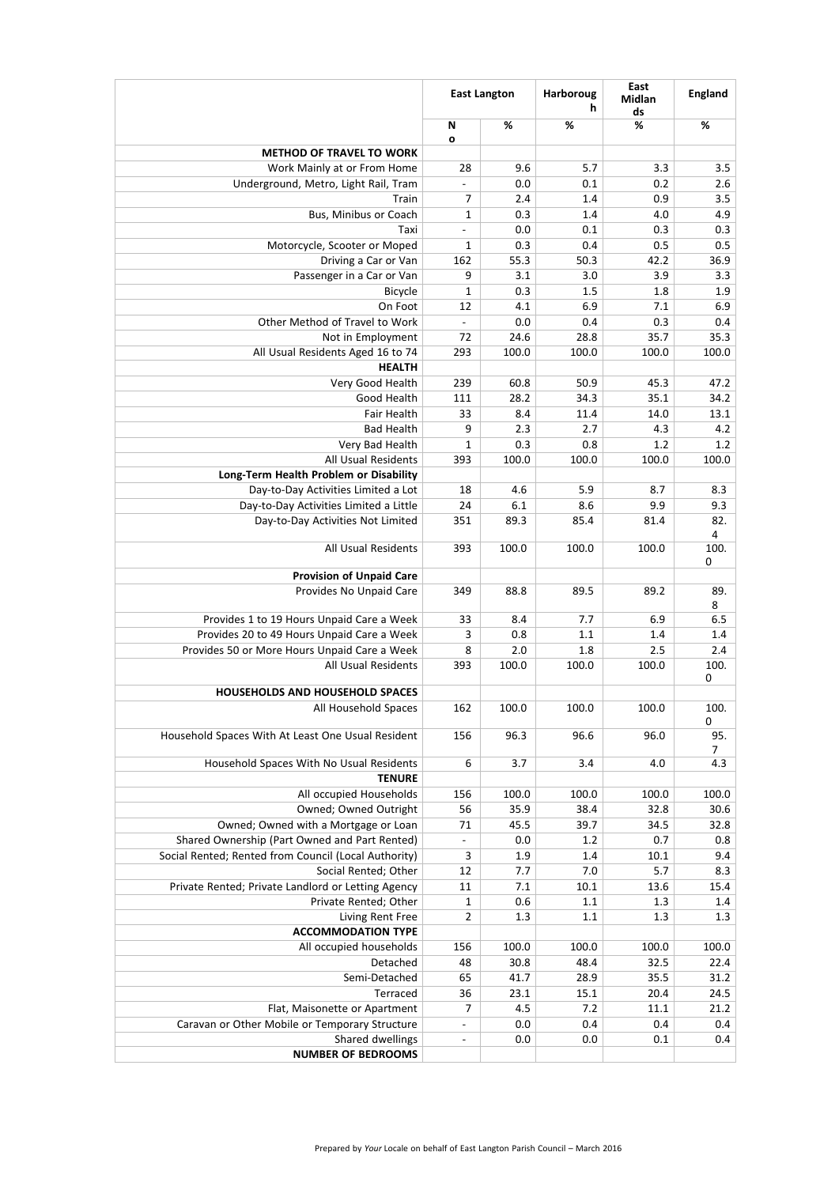| | East Langton | | Harborough | East Midlands | England |
|---|---|---|---|---|---|
| | No | % | % | % | % |
| **METHOD OF TRAVEL TO WORK** | | | | | |
| Work Mainly at or From Home | 28 | 9.6 | 5.7 | 3.3 | 3.5 |
| Underground, Metro, Light Rail, Tram | - | 0.0 | 0.1 | 0.2 | 2.6 |
| Train | 7 | 2.4 | 1.4 | 0.9 | 3.5 |
| Bus, Minibus or Coach | 1 | 0.3 | 1.4 | 4.0 | 4.9 |
| Taxi | - | 0.0 | 0.1 | 0.3 | 0.3 |
| Motorcycle, Scooter or Moped | 1 | 0.3 | 0.4 | 0.5 | 0.5 |
| Driving a Car or Van | 162 | 55.3 | 50.3 | 42.2 | 36.9 |
| Passenger in a Car or Van | 9 | 3.1 | 3.0 | 3.9 | 3.3 |
| Bicycle | 1 | 0.3 | 1.5 | 1.8 | 1.9 |
| On Foot | 12 | 4.1 | 6.9 | 7.1 | 6.9 |
| Other Method of Travel to Work | - | 0.0 | 0.4 | 0.3 | 0.4 |
| Not in Employment | 72 | 24.6 | 28.8 | 35.7 | 35.3 |
| All Usual Residents Aged 16 to 74 | 293 | 100.0 | 100.0 | 100.0 | 100.0 |
| **HEALTH** | | | | | |
| Very Good Health | 239 | 60.8 | 50.9 | 45.3 | 47.2 |
| Good Health | 111 | 28.2 | 34.3 | 35.1 | 34.2 |
| Fair Health | 33 | 8.4 | 11.4 | 14.0 | 13.1 |
| Bad Health | 9 | 2.3 | 2.7 | 4.3 | 4.2 |
| Very Bad Health | 1 | 0.3 | 0.8 | 1.2 | 1.2 |
| All Usual Residents | 393 | 100.0 | 100.0 | 100.0 | 100.0 |
| **Long-Term Health Problem or Disability** | | | | | |
| Day-to-Day Activities Limited a Lot | 18 | 4.6 | 5.9 | 8.7 | 8.3 |
| Day-to-Day Activities Limited a Little | 24 | 6.1 | 8.6 | 9.9 | 9.3 |
| Day-to-Day Activities Not Limited | 351 | 89.3 | 85.4 | 81.4 | 82.4 |
| All Usual Residents | 393 | 100.0 | 100.0 | 100.0 | 100.0 |
| **Provision of Unpaid Care** | | | | | |
| Provides No Unpaid Care | 349 | 88.8 | 89.5 | 89.2 | 89.8 |
| Provides 1 to 19 Hours Unpaid Care a Week | 33 | 8.4 | 7.7 | 6.9 | 6.5 |
| Provides 20 to 49 Hours Unpaid Care a Week | 3 | 0.8 | 1.1 | 1.4 | 1.4 |
| Provides 50 or More Hours Unpaid Care a Week | 8 | 2.0 | 1.8 | 2.5 | 2.4 |
| All Usual Residents | 393 | 100.0 | 100.0 | 100.0 | 100.0 |
| **HOUSEHOLDS AND HOUSEHOLD SPACES** | | | | | |
| All Household Spaces | 162 | 100.0 | 100.0 | 100.0 | 100.0 |
| Household Spaces With At Least One Usual Resident | 156 | 96.3 | 96.6 | 96.0 | 95.7 |
| Household Spaces With No Usual Residents | 6 | 3.7 | 3.4 | 4.0 | 4.3 |
| **TENURE** | | | | | |
| All occupied Households | 156 | 100.0 | 100.0 | 100.0 | 100.0 |
| Owned; Owned Outright | 56 | 35.9 | 38.4 | 32.8 | 30.6 |
| Owned; Owned with a Mortgage or Loan | 71 | 45.5 | 39.7 | 34.5 | 32.8 |
| Shared Ownership (Part Owned and Part Rented) | - | 0.0 | 1.2 | 0.7 | 0.8 |
| Social Rented; Rented from Council (Local Authority) | 3 | 1.9 | 1.4 | 10.1 | 9.4 |
| Social Rented; Other | 12 | 7.7 | 7.0 | 5.7 | 8.3 |
| Private Rented; Private Landlord or Letting Agency | 11 | 7.1 | 10.1 | 13.6 | 15.4 |
| Private Rented; Other | 1 | 0.6 | 1.1 | 1.3 | 1.4 |
| Living Rent Free | 2 | 1.3 | 1.1 | 1.3 | 1.3 |
| **ACCOMMODATION TYPE** | | | | | |
| All occupied households | 156 | 100.0 | 100.0 | 100.0 | 100.0 |
| Detached | 48 | 30.8 | 48.4 | 32.5 | 22.4 |
| Semi-Detached | 65 | 41.7 | 28.9 | 35.5 | 31.2 |
| Terraced | 36 | 23.1 | 15.1 | 20.4 | 24.5 |
| Flat, Maisonette or Apartment | 7 | 4.5 | 7.2 | 11.1 | 21.2 |
| Caravan or Other Mobile or Temporary Structure | - | 0.0 | 0.4 | 0.4 | 0.4 |
| Shared dwellings | - | 0.0 | 0.0 | 0.1 | 0.4 |
| **NUMBER OF BEDROOMS** | | | | | |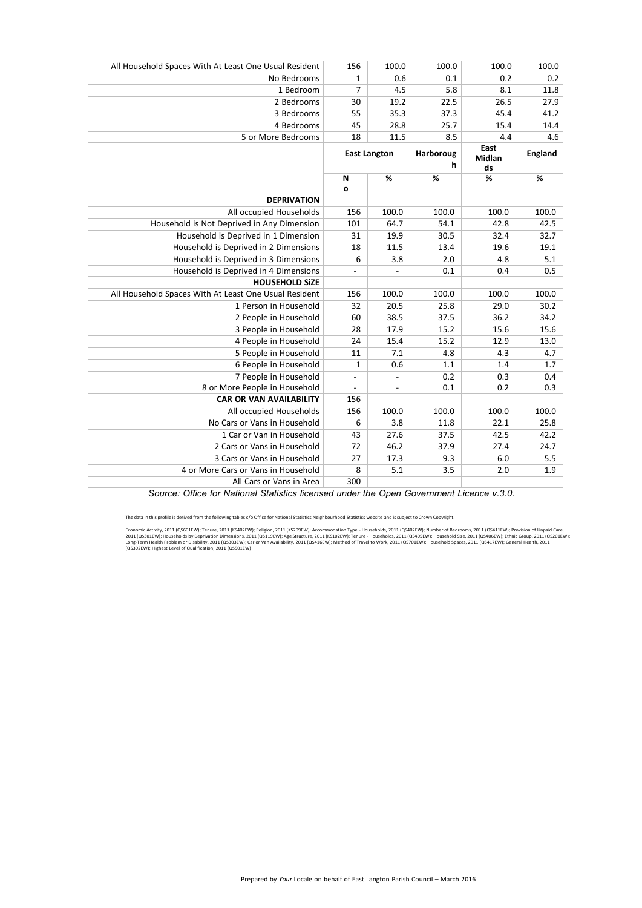| | | | | | |
|---|---|---|---|---|---|
| All Household Spaces With At Least One Usual Resident | 156 | 100.0 | 100.0 | 100.0 | 100.0 |
| No Bedrooms | 1 | 0.6 | 0.1 | 0.2 | 0.2 |
| 1 Bedroom | 7 | 4.5 | 5.8 | 8.1 | 11.8 |
| 2 Bedrooms | 30 | 19.2 | 22.5 | 26.5 | 27.9 |
| 3 Bedrooms | 55 | 35.3 | 37.3 | 45.4 | 41.2 |
| 4 Bedrooms | 45 | 28.8 | 25.7 | 15.4 | 14.4 |
| 5 or More Bedrooms | 18 | 11.5 | 8.5 | 4.4 | 4.6 |

| | East Langton | | Harborough | East Midlands | England |
|---|---|---|---|---|---|
| | No | % | % | % | % |
| **DEPRIVATION** | | | | | |
| All occupied Households | 156 | 100.0 | 100.0 | 100.0 | 100.0 |
| Household is Not Deprived in Any Dimension | 101 | 64.7 | 54.1 | 42.8 | 42.5 |
| Household is Deprived in 1 Dimension | 31 | 19.9 | 30.5 | 32.4 | 32.7 |
| Household is Deprived in 2 Dimensions | 18 | 11.5 | 13.4 | 19.6 | 19.1 |
| Household is Deprived in 3 Dimensions | 6 | 3.8 | 2.0 | 4.8 | 5.1 |
| Household is Deprived in 4 Dimensions | - | - | 0.1 | 0.4 | 0.5 |
| **HOUSEHOLD SIZE** | | | | | |
| All Household Spaces With At Least One Usual Resident | 156 | 100.0 | 100.0 | 100.0 | 100.0 |
| 1 Person in Household | 32 | 20.5 | 25.8 | 29.0 | 30.2 |
| 2 People in Household | 60 | 38.5 | 37.5 | 36.2 | 34.2 |
| 3 People in Household | 28 | 17.9 | 15.2 | 15.6 | 15.6 |
| 4 People in Household | 24 | 15.4 | 15.2 | 12.9 | 13.0 |
| 5 People in Household | 11 | 7.1 | 4.8 | 4.3 | 4.7 |
| 6 People in Household | 1 | 0.6 | 1.1 | 1.4 | 1.7 |
| 7 People in Household | - | - | 0.2 | 0.3 | 0.4 |
| 8 or More People in Household | - | - | 0.1 | 0.2 | 0.3 |
| **CAR OR VAN AVAILABILITY** | 156 | | | | |
| All occupied Households | 156 | 100.0 | 100.0 | 100.0 | 100.0 |
| No Cars or Vans in Household | 6 | 3.8 | 11.8 | 22.1 | 25.8 |
| 1 Car or Van in Household | 43 | 27.6 | 37.5 | 42.5 | 42.2 |
| 2 Cars or Vans in Household | 72 | 46.2 | 37.9 | 27.4 | 24.7 |
| 3 Cars or Vans in Household | 27 | 17.3 | 9.3 | 6.0 | 5.5 |
| 4 or More Cars or Vans in Household | 8 | 5.1 | 3.5 | 2.0 | 1.9 |
| All Cars or Vans in Area | 300 | | | | |

*Source: Office for National Statistics licensed under the Open Government Licence v.3.0.*

The data in this profile is derived from the following tables c/o Office for National Statistics Neighbourhood Statistics website and is subject to Crown Copyright.

Economic Activity, 2011 (QS601EW); Tenure, 2011 (KS402EW); Religion, 2011 (KS209EW); Accommodation Type - Households, 2011 (QS402EW); Number of Bedrooms, 2011 (QS411EW); Provision of Unpaid Care, 2011 (QS301EW); Households by Deprivation Dimensions, 2011 (QS119EW); Age Structure, 2011 (KS102EW); Tenure - Households, 2011 (QS405EW); Household Size, 2011 (QS406EW); Ethnic Group, 2011 (QS201EW); Long-Term Health Problem or Disability, 2011 (QS303EW); Car or Van Availability, 2011 (QS416EW); Method of Travel to Work, 2011 (QS701EW); Household Spaces, 2011 (QS417EW); General Health, 2011 (QS302EW); Highest Level of Qualification, 2011 (QS501EW)

Prepared by *Your* Locale on behalf of East Langton Parish Council – March 2016